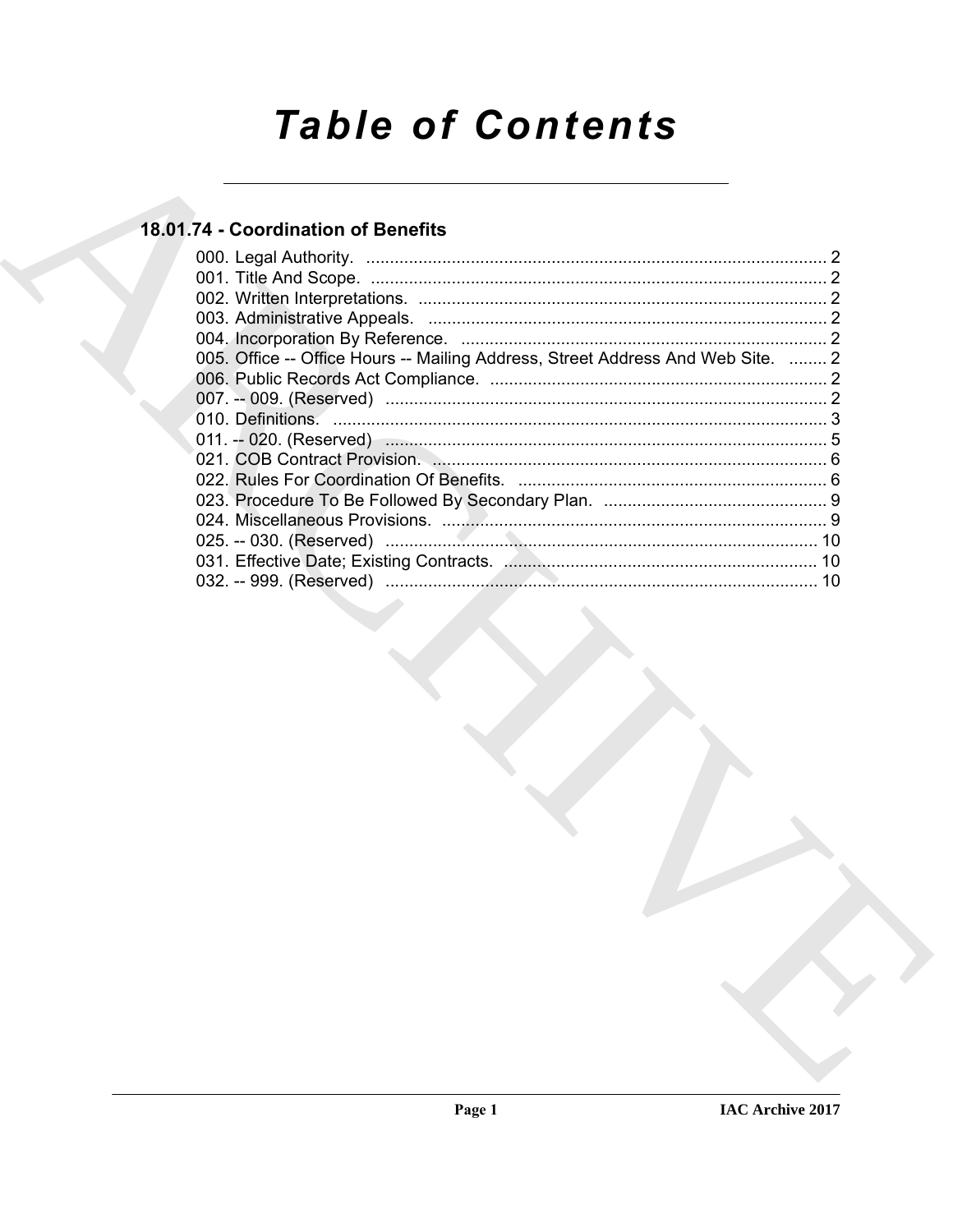# *Table of Contents*

## 18.01.74 - Coordination of Benefits

000. Legal Authority. ........................................................................................ 2
001. Title And Scope. ........................................................................................ 2
002. Written Interpretations. ............................................................................. 2
003. Administrative Appeals. ............................................................................ 2
004. Incorporation By Reference. ..................................................................... 2
005. Office -- Office Hours -- Mailing Address, Street Address And Web Site. ........ 2
006. Public Records Act Compliance. ............................................................... 2
007. -- 009. (Reserved) ..................................................................................... 2
010. Definitions. ................................................................................................ 3
011. -- 020. (Reserved) ..................................................................................... 5
021. COB Contract Provision. ........................................................................... 6
022. Rules For Coordination Of Benefits. ......................................................... 6
023. Procedure To Be Followed By Secondary Plan. ......................................... 9
024. Miscellaneous Provisions. ......................................................................... 9
025. -- 030. (Reserved) ..................................................................................... 10
031. Effective Date; Existing Contracts. ........................................................... 10
032. -- 999. (Reserved) ..................................................................................... 10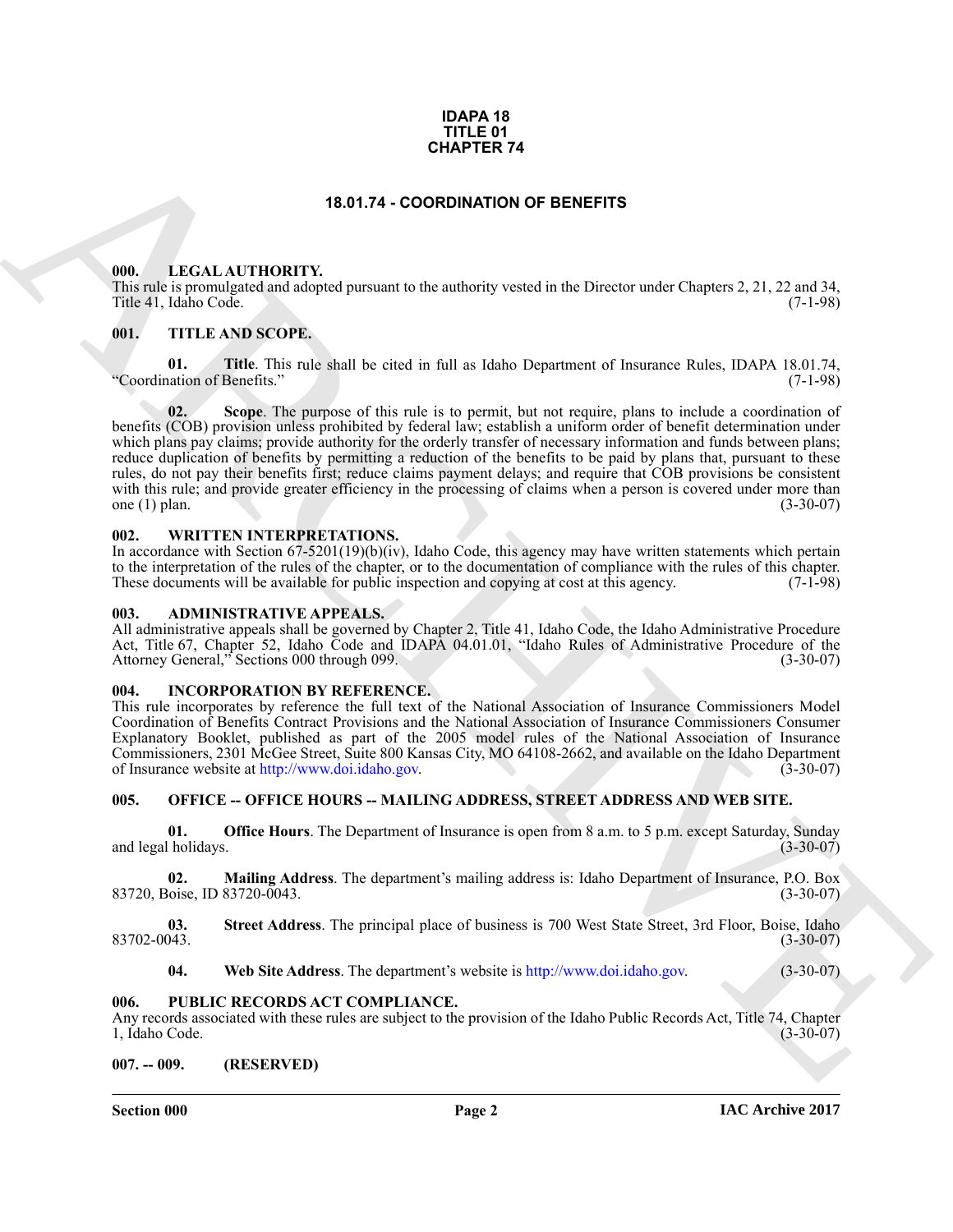**IDAPA 18**
**TITLE 01**
**CHAPTER 74**

# 18.01.74 - COORDINATION OF BENEFITS

## 000. LEGAL AUTHORITY.

This rule is promulgated and adopted pursuant to the authority vested in the Director under Chapters 2, 21, 22 and 34, Title 41, Idaho Code. (7-1-98)

## 001. TITLE AND SCOPE.

**01. Title**. This rule shall be cited in full as Idaho Department of Insurance Rules, IDAPA 18.01.74, "Coordination of Benefits." (7-1-98)

**02. Scope**. The purpose of this rule is to permit, but not require, plans to include a coordination of benefits (COB) provision unless prohibited by federal law; establish a uniform order of benefit determination under which plans pay claims; provide authority for the orderly transfer of necessary information and funds between plans; reduce duplication of benefits by permitting a reduction of the benefits to be paid by plans that, pursuant to these rules, do not pay their benefits first; reduce claims payment delays; and require that COB provisions be consistent with this rule; and provide greater efficiency in the processing of claims when a person is covered under more than one (1) plan. (3-30-07)

## 002. WRITTEN INTERPRETATIONS.

In accordance with Section 67-5201(19)(b)(iv), Idaho Code, this agency may have written statements which pertain to the interpretation of the rules of the chapter, or to the documentation of compliance with the rules of this chapter. These documents will be available for public inspection and copying at cost at this agency. (7-1-98)

## 003. ADMINISTRATIVE APPEALS.

All administrative appeals shall be governed by Chapter 2, Title 41, Idaho Code, the Idaho Administrative Procedure Act, Title 67, Chapter 52, Idaho Code and IDAPA 04.01.01, "Idaho Rules of Administrative Procedure of the Attorney General," Sections 000 through 099. (3-30-07)

## 004. INCORPORATION BY REFERENCE.

This rule incorporates by reference the full text of the National Association of Insurance Commissioners Model Coordination of Benefits Contract Provisions and the National Association of Insurance Commissioners Consumer Explanatory Booklet, published as part of the 2005 model rules of the National Association of Insurance Commissioners, 2301 McGee Street, Suite 800 Kansas City, MO 64108-2662, and available on the Idaho Department of Insurance website at http://www.doi.idaho.gov. (3-30-07)

## 005. OFFICE -- OFFICE HOURS -- MAILING ADDRESS, STREET ADDRESS AND WEB SITE.

**01. Office Hours**. The Department of Insurance is open from 8 a.m. to 5 p.m. except Saturday, Sunday and legal holidays. (3-30-07)

**02. Mailing Address**. The department's mailing address is: Idaho Department of Insurance, P.O. Box 83720, Boise, ID 83720-0043. (3-30-07)

**03. Street Address**. The principal place of business is 700 West State Street, 3rd Floor, Boise, Idaho 83702-0043. (3-30-07)

**04. Web Site Address**. The department's website is http://www.doi.idaho.gov. (3-30-07)

## 006. PUBLIC RECORDS ACT COMPLIANCE.

Any records associated with these rules are subject to the provision of the Idaho Public Records Act, Title 74, Chapter 1, Idaho Code. (3-30-07)

## 007. -- 009. (RESERVED)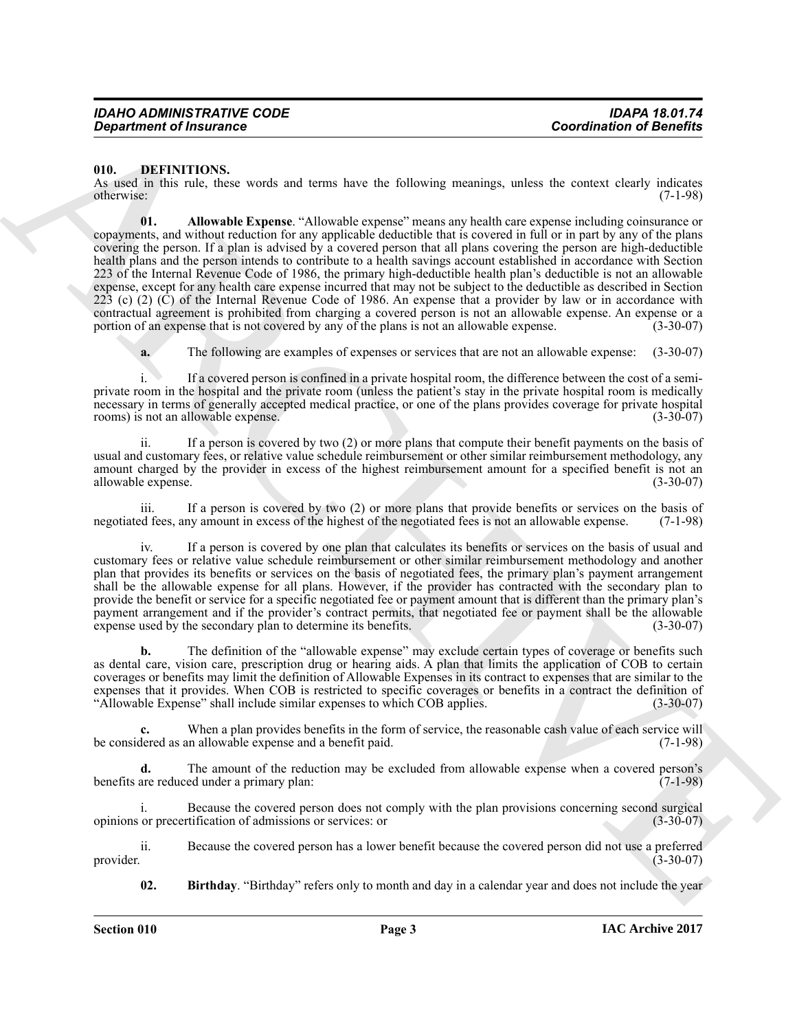### 010. DEFINITIONS.

As used in this rule, these words and terms have the following meanings, unless the context clearly indicates otherwise: (7-1-98)

**01. Allowable Expense**. "Allowable expense" means any health care expense including coinsurance or copayments, and without reduction for any applicable deductible that is covered in full or in part by any of the plans covering the person. If a plan is advised by a covered person that all plans covering the person are high-deductible health plans and the person intends to contribute to a health savings account established in accordance with Section 223 of the Internal Revenue Code of 1986, the primary high-deductible health plan's deductible is not an allowable expense, except for any health care expense incurred that may not be subject to the deductible as described in Section 223 (c) (2) (C) of the Internal Revenue Code of 1986. An expense that a provider by law or in accordance with contractual agreement is prohibited from charging a covered person is not an allowable expense. An expense or a portion of an expense that is not covered by any of the plans is not an allowable expense. (3-30-07)

**a.** The following are examples of expenses or services that are not an allowable expense: (3-30-07)

i. If a covered person is confined in a private hospital room, the difference between the cost of a semi-private room in the hospital and the private room (unless the patient's stay in the private hospital room is medically necessary in terms of generally accepted medical practice, or one of the plans provides coverage for private hospital rooms) is not an allowable expense. (3-30-07)

ii. If a person is covered by two (2) or more plans that compute their benefit payments on the basis of usual and customary fees, or relative value schedule reimbursement or other similar reimbursement methodology, any amount charged by the provider in excess of the highest reimbursement amount for a specified benefit is not an allowable expense. (3-30-07)

iii. If a person is covered by two (2) or more plans that provide benefits or services on the basis of negotiated fees, any amount in excess of the highest of the negotiated fees is not an allowable expense. (7-1-98)

iv. If a person is covered by one plan that calculates its benefits or services on the basis of usual and customary fees or relative value schedule reimbursement or other similar reimbursement methodology and another plan that provides its benefits or services on the basis of negotiated fees, the primary plan's payment arrangement shall be the allowable expense for all plans. However, if the provider has contracted with the secondary plan to provide the benefit or service for a specific negotiated fee or payment amount that is different than the primary plan's payment arrangement and if the provider's contract permits, that negotiated fee or payment shall be the allowable expense used by the secondary plan to determine its benefits. (3-30-07)

**b.** The definition of the "allowable expense" may exclude certain types of coverage or benefits such as dental care, vision care, prescription drug or hearing aids. A plan that limits the application of COB to certain coverages or benefits may limit the definition of Allowable Expenses in its contract to expenses that are similar to the expenses that it provides. When COB is restricted to specific coverages or benefits in a contract the definition of "Allowable Expense" shall include similar expenses to which COB applies. (3-30-07)

**c.** When a plan provides benefits in the form of service, the reasonable cash value of each service will be considered as an allowable expense and a benefit paid. (7-1-98)

**d.** The amount of the reduction may be excluded from allowable expense when a covered person's benefits are reduced under a primary plan: (7-1-98)

i. Because the covered person does not comply with the plan provisions concerning second surgical opinions or precertification of admissions or services: or (3-30-07)

ii. Because the covered person has a lower benefit because the covered person did not use a preferred provider. (3-30-07)

**02. Birthday**. "Birthday" refers only to month and day in a calendar year and does not include the year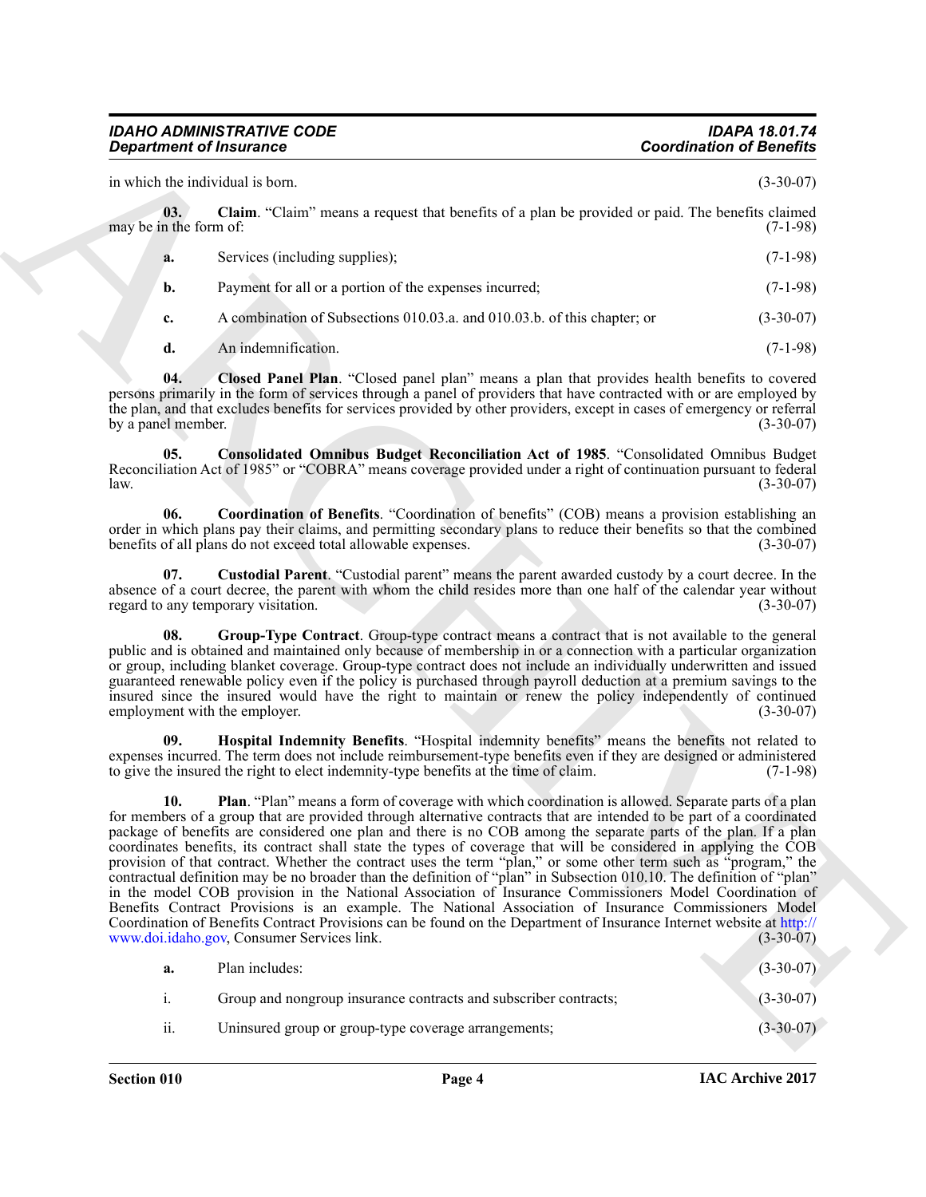in which the individual is born. (3-30-07)

**03. Claim**. "Claim" means a request that benefits of a plan be provided or paid. The benefits claimed may be in the form of: (7-1-98)

**a.** Services (including supplies); (7-1-98)

**b.** Payment for all or a portion of the expenses incurred; (7-1-98)

**c.** A combination of Subsections 010.03.a. and 010.03.b. of this chapter; or (3-30-07)

**d.** An indemnification. (7-1-98)

**04. Closed Panel Plan**. "Closed panel plan" means a plan that provides health benefits to covered persons primarily in the form of services through a panel of providers that have contracted with or are employed by the plan, and that excludes benefits for services provided by other providers, except in cases of emergency or referral by a panel member. (3-30-07)

**05. Consolidated Omnibus Budget Reconciliation Act of 1985**. "Consolidated Omnibus Budget Reconciliation Act of 1985" or "COBRA" means coverage provided under a right of continuation pursuant to federal law. (3-30-07)

**06. Coordination of Benefits**. "Coordination of benefits" (COB) means a provision establishing an order in which plans pay their claims, and permitting secondary plans to reduce their benefits so that the combined benefits of all plans do not exceed total allowable expenses. (3-30-07)

**07. Custodial Parent**. "Custodial parent" means the parent awarded custody by a court decree. In the absence of a court decree, the parent with whom the child resides more than one half of the calendar year without regard to any temporary visitation. (3-30-07)

**08. Group-Type Contract**. Group-type contract means a contract that is not available to the general public and is obtained and maintained only because of membership in or a connection with a particular organization or group, including blanket coverage. Group-type contract does not include an individually underwritten and issued guaranteed renewable policy even if the policy is purchased through payroll deduction at a premium savings to the insured since the insured would have the right to maintain or renew the policy independently of continued employment with the employer. (3-30-07)

**09. Hospital Indemnity Benefits**. "Hospital indemnity benefits" means the benefits not related to expenses incurred. The term does not include reimbursement-type benefits even if they are designed or administered to give the insured the right to elect indemnity-type benefits at the time of claim. (7-1-98)

**10. Plan**. "Plan" means a form of coverage with which coordination is allowed. Separate parts of a plan for members of a group that are provided through alternative contracts that are intended to be part of a coordinated package of benefits are considered one plan and there is no COB among the separate parts of the plan. If a plan coordinates benefits, its contract shall state the types of coverage that will be considered in applying the COB provision of that contract. Whether the contract uses the term "plan," or some other term such as "program," the contractual definition may be no broader than the definition of "plan" in Subsection 010.10. The definition of "plan" in the model COB provision in the National Association of Insurance Commissioners Model Coordination of Benefits Contract Provisions is an example. The National Association of Insurance Commissioners Model Coordination of Benefits Contract Provisions can be found on the Department of Insurance Internet website at http://www.doi.idaho.gov, Consumer Services link. (3-30-07)

**a.** Plan includes: (3-30-07)

i. Group and nongroup insurance contracts and subscriber contracts; (3-30-07)

ii. Uninsured group or group-type coverage arrangements; (3-30-07)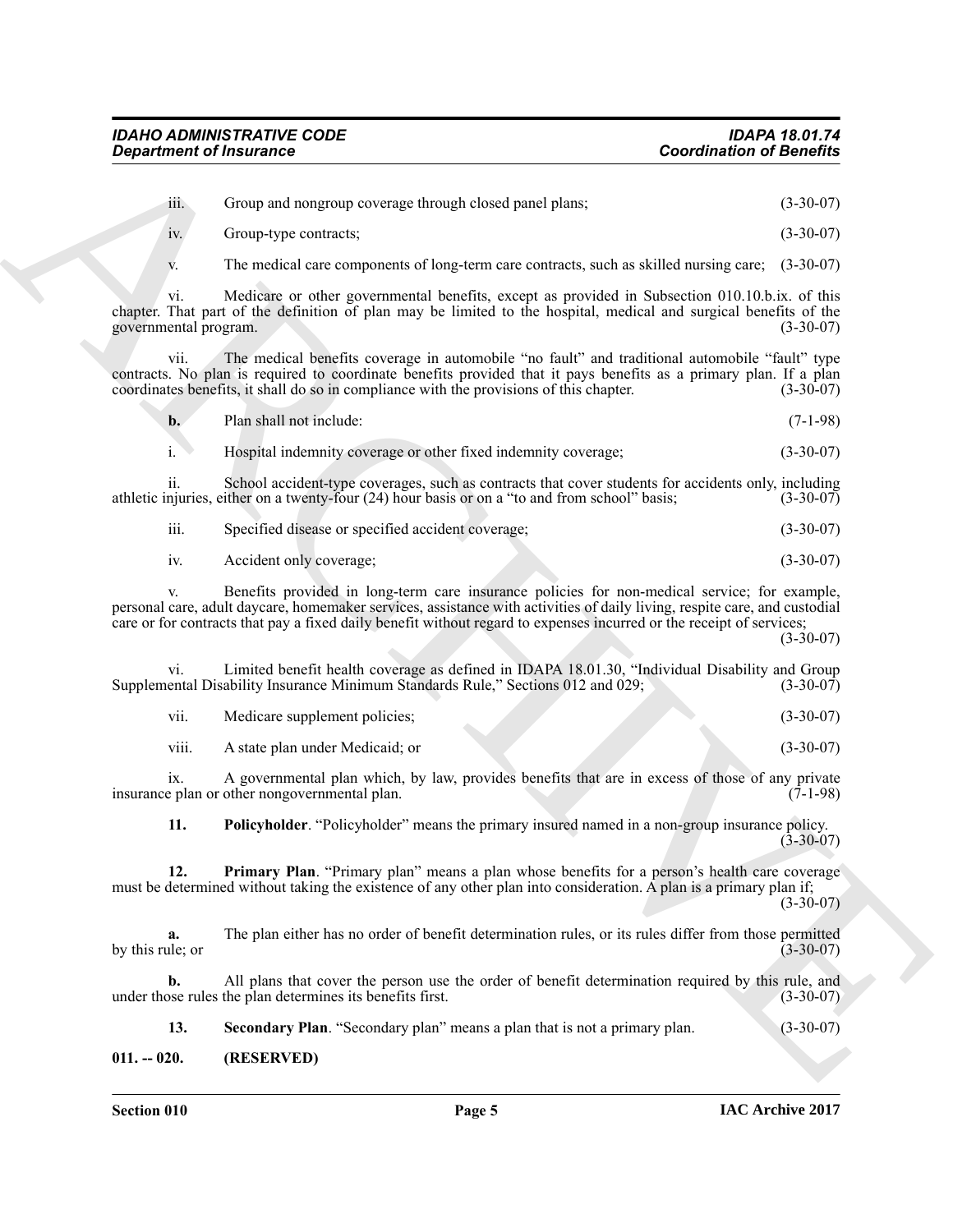iii. Group and nongroup coverage through closed panel plans; (3-30-07)

iv. Group-type contracts; (3-30-07)

v. The medical care components of long-term care contracts, such as skilled nursing care; (3-30-07)

vi. Medicare or other governmental benefits, except as provided in Subsection 010.10.b.ix. of this chapter. That part of the definition of plan may be limited to the hospital, medical and surgical benefits of the governmental program. (3-30-07)

vii. The medical benefits coverage in automobile "no fault" and traditional automobile "fault" type contracts. No plan is required to coordinate benefits provided that it pays benefits as a primary plan. If a plan coordinates benefits, it shall do so in compliance with the provisions of this chapter. (3-30-07)

**b.** Plan shall not include: (7-1-98)

i. Hospital indemnity coverage or other fixed indemnity coverage; (3-30-07)

ii. School accident-type coverages, such as contracts that cover students for accidents only, including athletic injuries, either on a twenty-four (24) hour basis or on a "to and from school" basis; (3-30-07)

iii. Specified disease or specified accident coverage; (3-30-07)

iv. Accident only coverage; (3-30-07)

v. Benefits provided in long-term care insurance policies for non-medical service; for example, personal care, adult daycare, homemaker services, assistance with activities of daily living, respite care, and custodial care or for contracts that pay a fixed daily benefit without regard to expenses incurred or the receipt of services; (3-30-07)

vi. Limited benefit health coverage as defined in IDAPA 18.01.30, "Individual Disability and Group Supplemental Disability Insurance Minimum Standards Rule," Sections 012 and 029; (3-30-07)

vii. Medicare supplement policies; (3-30-07)

viii. A state plan under Medicaid; or (3-30-07)

ix. A governmental plan which, by law, provides benefits that are in excess of those of any private insurance plan or other nongovernmental plan. (7-1-98)

**11. Policyholder**. "Policyholder" means the primary insured named in a non-group insurance policy. (3-30-07)

**12. Primary Plan**. "Primary plan" means a plan whose benefits for a person's health care coverage must be determined without taking the existence of any other plan into consideration. A plan is a primary plan if; (3-30-07)

**a.** The plan either has no order of benefit determination rules, or its rules differ from those permitted by this rule; or (3-30-07)

**b.** All plans that cover the person use the order of benefit determination required by this rule, and under those rules the plan determines its benefits first. (3-30-07)

**13. Secondary Plan**. "Secondary plan" means a plan that is not a primary plan. (3-30-07)

## 011. -- 020. (RESERVED)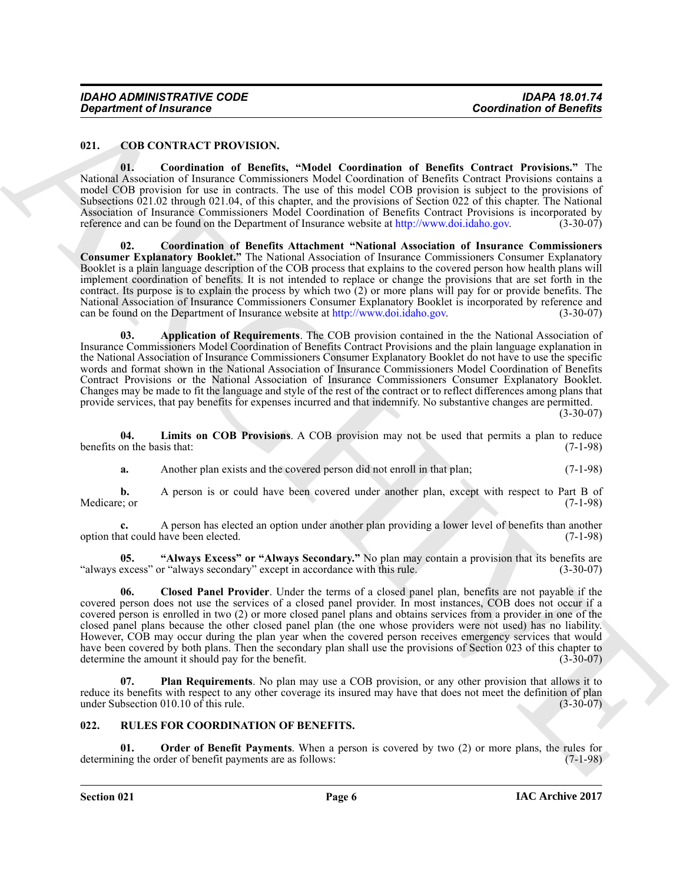## 021. COB CONTRACT PROVISION.

**01. Coordination of Benefits, "Model Coordination of Benefits Contract Provisions."** The National Association of Insurance Commissioners Model Coordination of Benefits Contract Provisions contains a model COB provision for use in contracts. The use of this model COB provision is subject to the provisions of Subsections 021.02 through 021.04, of this chapter, and the provisions of Section 022 of this chapter. The National Association of Insurance Commissioners Model Coordination of Benefits Contract Provisions is incorporated by reference and can be found on the Department of Insurance website at http://www.doi.idaho.gov. (3-30-07)

**02. Coordination of Benefits Attachment "National Association of Insurance Commissioners Consumer Explanatory Booklet."** The National Association of Insurance Commissioners Consumer Explanatory Booklet is a plain language description of the COB process that explains to the covered person how health plans will implement coordination of benefits. It is not intended to replace or change the provisions that are set forth in the contract. Its purpose is to explain the process by which two (2) or more plans will pay for or provide benefits. The National Association of Insurance Commissioners Consumer Explanatory Booklet is incorporated by reference and can be found on the Department of Insurance website at http://www.doi.idaho.gov. (3-30-07)

**03. Application of Requirements**. The COB provision contained in the the National Association of Insurance Commissioners Model Coordination of Benefits Contract Provisions and the plain language explanation in the National Association of Insurance Commissioners Consumer Explanatory Booklet do not have to use the specific words and format shown in the National Association of Insurance Commissioners Model Coordination of Benefits Contract Provisions or the National Association of Insurance Commissioners Consumer Explanatory Booklet. Changes may be made to fit the language and style of the rest of the contract or to reflect differences among plans that provide services, that pay benefits for expenses incurred and that indemnify. No substantive changes are permitted. (3-30-07)

**04. Limits on COB Provisions**. A COB provision may not be used that permits a plan to reduce benefits on the basis that: (7-1-98)

**a.** Another plan exists and the covered person did not enroll in that plan; (7-1-98)

**b.** A person is or could have been covered under another plan, except with respect to Part B of Medicare; or (7-1-98)

**c.** A person has elected an option under another plan providing a lower level of benefits than another option that could have been elected. (7-1-98)

**05. "Always Excess" or "Always Secondary."** No plan may contain a provision that its benefits are "always excess" or "always secondary" except in accordance with this rule. (3-30-07)

**06. Closed Panel Provider**. Under the terms of a closed panel plan, benefits are not payable if the covered person does not use the services of a closed panel provider. In most instances, COB does not occur if a covered person is enrolled in two (2) or more closed panel plans and obtains services from a provider in one of the closed panel plans because the other closed panel plan (the one whose providers were not used) has no liability. However, COB may occur during the plan year when the covered person receives emergency services that would have been covered by both plans. Then the secondary plan shall use the provisions of Section 023 of this chapter to determine the amount it should pay for the benefit. (3-30-07)

**07. Plan Requirements**. No plan may use a COB provision, or any other provision that allows it to reduce its benefits with respect to any other coverage its insured may have that does not meet the definition of plan under Subsection 010.10 of this rule. (3-30-07)

## 022. RULES FOR COORDINATION OF BENEFITS.

**01. Order of Benefit Payments**. When a person is covered by two (2) or more plans, the rules for determining the order of benefit payments are as follows: (7-1-98)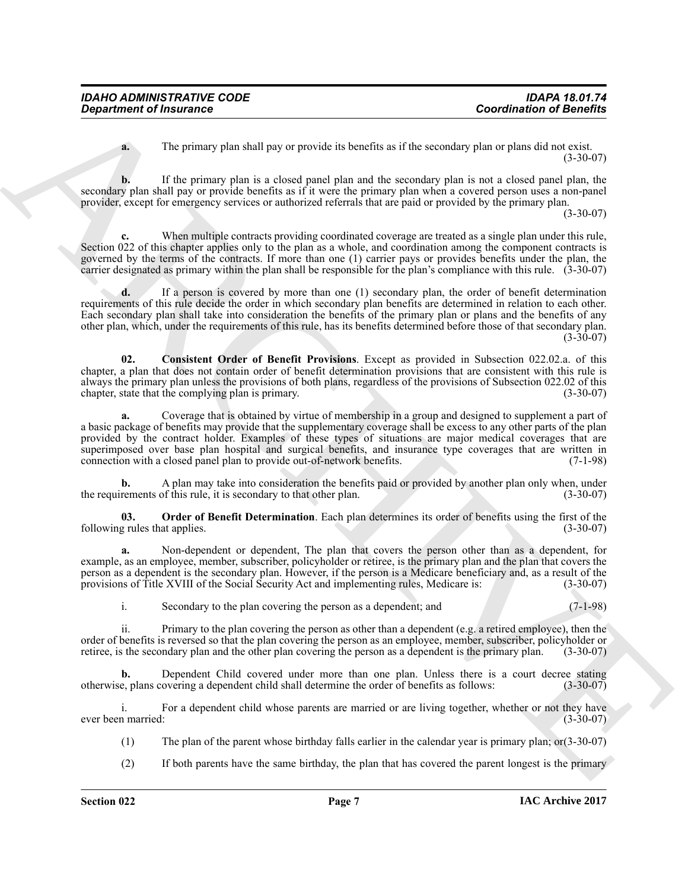**a.** The primary plan shall pay or provide its benefits as if the secondary plan or plans did not exist. (3-30-07)

**b.** If the primary plan is a closed panel plan and the secondary plan is not a closed panel plan, the secondary plan shall pay or provide benefits as if it were the primary plan when a covered person uses a non-panel provider, except for emergency services or authorized referrals that are paid or provided by the primary plan. (3-30-07)

**c.** When multiple contracts providing coordinated coverage are treated as a single plan under this rule, Section 022 of this chapter applies only to the plan as a whole, and coordination among the component contracts is governed by the terms of the contracts. If more than one (1) carrier pays or provides benefits under the plan, the carrier designated as primary within the plan shall be responsible for the plan's compliance with this rule. (3-30-07)

**d.** If a person is covered by more than one (1) secondary plan, the order of benefit determination requirements of this rule decide the order in which secondary plan benefits are determined in relation to each other. Each secondary plan shall take into consideration the benefits of the primary plan or plans and the benefits of any other plan, which, under the requirements of this rule, has its benefits determined before those of that secondary plan. (3-30-07)

**02. Consistent Order of Benefit Provisions**. Except as provided in Subsection 022.02.a. of this chapter, a plan that does not contain order of benefit determination provisions that are consistent with this rule is always the primary plan unless the provisions of both plans, regardless of the provisions of Subsection 022.02 of this chapter, state that the complying plan is primary. (3-30-07)

**a.** Coverage that is obtained by virtue of membership in a group and designed to supplement a part of a basic package of benefits may provide that the supplementary coverage shall be excess to any other parts of the plan provided by the contract holder. Examples of these types of situations are major medical coverages that are superimposed over base plan hospital and surgical benefits, and insurance type coverages that are written in connection with a closed panel plan to provide out-of-network benefits. (7-1-98)

**b.** A plan may take into consideration the benefits paid or provided by another plan only when, under the requirements of this rule, it is secondary to that other plan. (3-30-07)

**03. Order of Benefit Determination**. Each plan determines its order of benefits using the first of the following rules that applies. (3-30-07)

**a.** Non-dependent or dependent, The plan that covers the person other than as a dependent, for example, as an employee, member, subscriber, policyholder or retiree, is the primary plan and the plan that covers the person as a dependent is the secondary plan. However, if the person is a Medicare beneficiary and, as a result of the provisions of Title XVIII of the Social Security Act and implementing rules, Medicare is: (3-30-07)

i. Secondary to the plan covering the person as a dependent; and (7-1-98)

ii. Primary to the plan covering the person as other than a dependent (e.g. a retired employee), then the order of benefits is reversed so that the plan covering the person as an employee, member, subscriber, policyholder or retiree, is the secondary plan and the other plan covering the person as a dependent is the primary plan. (3-30-07)

**b.** Dependent Child covered under more than one plan. Unless there is a court decree stating otherwise, plans covering a dependent child shall determine the order of benefits as follows: (3-30-07)

i. For a dependent child whose parents are married or are living together, whether or not they have ever been married: (3-30-07)

(1) The plan of the parent whose birthday falls earlier in the calendar year is primary plan; or(3-30-07)

(2) If both parents have the same birthday, the plan that has covered the parent longest is the primary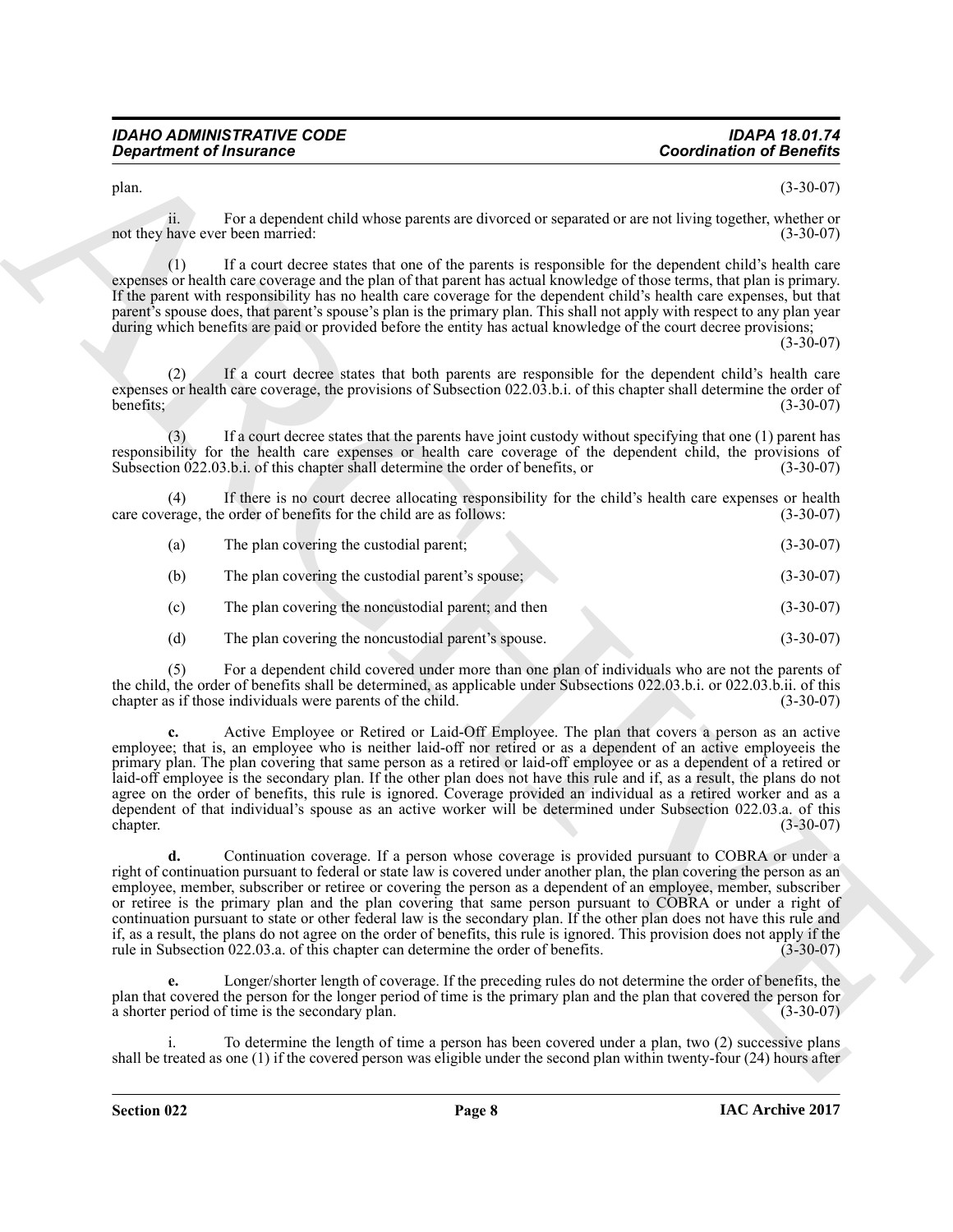plan. (3-30-07)

ii. For a dependent child whose parents are divorced or separated or are not living together, whether or not they have ever been married: (3-30-07)

(1) If a court decree states that one of the parents is responsible for the dependent child's health care expenses or health care coverage and the plan of that parent has actual knowledge of those terms, that plan is primary. If the parent with responsibility has no health care coverage for the dependent child's health care expenses, but that parent's spouse does, that parent's spouse's plan is the primary plan. This shall not apply with respect to any plan year during which benefits are paid or provided before the entity has actual knowledge of the court decree provisions; (3-30-07)

(2) If a court decree states that both parents are responsible for the dependent child's health care expenses or health care coverage, the provisions of Subsection 022.03.b.i. of this chapter shall determine the order of benefits; (3-30-07)

(3) If a court decree states that the parents have joint custody without specifying that one (1) parent has responsibility for the health care expenses or health care coverage of the dependent child, the provisions of Subsection 022.03.b.i. of this chapter shall determine the order of benefits, or (3-30-07)

(4) If there is no court decree allocating responsibility for the child's health care expenses or health care coverage, the order of benefits for the child are as follows: (3-30-07)

(a) The plan covering the custodial parent; (3-30-07)

(b) The plan covering the custodial parent's spouse; (3-30-07)

(c) The plan covering the noncustodial parent; and then (3-30-07)

(d) The plan covering the noncustodial parent's spouse. (3-30-07)

(5) For a dependent child covered under more than one plan of individuals who are not the parents of the child, the order of benefits shall be determined, as applicable under Subsections 022.03.b.i. or 022.03.b.ii. of this chapter as if those individuals were parents of the child. (3-30-07)

**c.** Active Employee or Retired or Laid-Off Employee. The plan that covers a person as an active employee; that is, an employee who is neither laid-off nor retired or as a dependent of an active employeeis the primary plan. The plan covering that same person as a retired or laid-off employee or as a dependent of a retired or laid-off employee is the secondary plan. If the other plan does not have this rule and if, as a result, the plans do not agree on the order of benefits, this rule is ignored. Coverage provided an individual as a retired worker and as a dependent of that individual's spouse as an active worker will be determined under Subsection 022.03.a. of this chapter. (3-30-07)

**d.** Continuation coverage. If a person whose coverage is provided pursuant to COBRA or under a right of continuation pursuant to federal or state law is covered under another plan, the plan covering the person as an employee, member, subscriber or retiree or covering the person as a dependent of an employee, member, subscriber or retiree is the primary plan and the plan covering that same person pursuant to COBRA or under a right of continuation pursuant to state or other federal law is the secondary plan. If the other plan does not have this rule and if, as a result, the plans do not agree on the order of benefits, this rule is ignored. This provision does not apply if the rule in Subsection 022.03.a. of this chapter can determine the order of benefits. (3-30-07)

**e.** Longer/shorter length of coverage. If the preceding rules do not determine the order of benefits, the plan that covered the person for the longer period of time is the primary plan and the plan that covered the person for a shorter period of time is the secondary plan. (3-30-07)

i. To determine the length of time a person has been covered under a plan, two (2) successive plans shall be treated as one (1) if the covered person was eligible under the second plan within twenty-four (24) hours after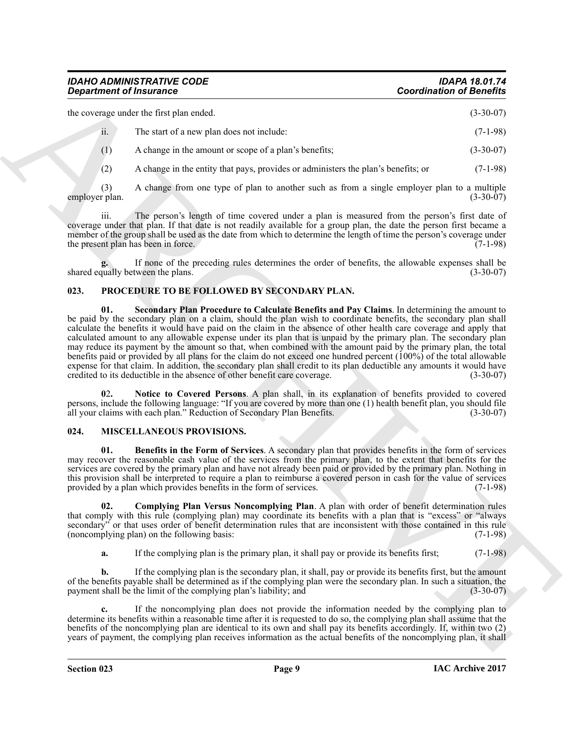the coverage under the first plan ended. (3-30-07)

ii. The start of a new plan does not include: (7-1-98)

(1) A change in the amount or scope of a plan's benefits; (3-30-07)

(2) A change in the entity that pays, provides or administers the plan's benefits; or (7-1-98)

(3) A change from one type of plan to another such as from a single employer plan to a multiple employer plan. (3-30-07)

iii. The person's length of time covered under a plan is measured from the person's first date of coverage under that plan. If that date is not readily available for a group plan, the date the person first became a member of the group shall be used as the date from which to determine the length of time the person's coverage under the present plan has been in force. (7-1-98)

**g.** If none of the preceding rules determines the order of benefits, the allowable expenses shall be shared equally between the plans. (3-30-07)

### 023. PROCEDURE TO BE FOLLOWED BY SECONDARY PLAN.

**01. Secondary Plan Procedure to Calculate Benefits and Pay Claims**. In determining the amount to be paid by the secondary plan on a claim, should the plan wish to coordinate benefits, the secondary plan shall calculate the benefits it would have paid on the claim in the absence of other health care coverage and apply that calculated amount to any allowable expense under its plan that is unpaid by the primary plan. The secondary plan may reduce its payment by the amount so that, when combined with the amount paid by the primary plan, the total benefits paid or provided by all plans for the claim do not exceed one hundred percent (100%) of the total allowable expense for that claim. In addition, the secondary plan shall credit to its plan deductible any amounts it would have credited to its deductible in the absence of other benefit care coverage. (3-30-07)

**02. Notice to Covered Persons**. A plan shall, in its explanation of benefits provided to covered persons, include the following language: "If you are covered by more than one (1) health benefit plan, you should file all your claims with each plan." Reduction of Secondary Plan Benefits. (3-30-07)

### 024. MISCELLANEOUS PROVISIONS.

**01. Benefits in the Form of Services**. A secondary plan that provides benefits in the form of services may recover the reasonable cash value of the services from the primary plan, to the extent that benefits for the services are covered by the primary plan and have not already been paid or provided by the primary plan. Nothing in this provision shall be interpreted to require a plan to reimburse a covered person in cash for the value of services provided by a plan which provides benefits in the form of services. (7-1-98)

**02. Complying Plan Versus Noncomplying Plan**. A plan with order of benefit determination rules that comply with this rule (complying plan) may coordinate its benefits with a plan that is "excess" or "always secondary" or that uses order of benefit determination rules that are inconsistent with those contained in this rule (noncomplying plan) on the following basis: (7-1-98)

**a.** If the complying plan is the primary plan, it shall pay or provide its benefits first; (7-1-98)

**b.** If the complying plan is the secondary plan, it shall, pay or provide its benefits first, but the amount of the benefits payable shall be determined as if the complying plan were the secondary plan. In such a situation, the payment shall be the limit of the complying plan's liability; and (3-30-07)

**c.** If the noncomplying plan does not provide the information needed by the complying plan to determine its benefits within a reasonable time after it is requested to do so, the complying plan shall assume that the benefits of the noncomplying plan are identical to its own and shall pay its benefits accordingly. If, within two (2) years of payment, the complying plan receives information as the actual benefits of the noncomplying plan, it shall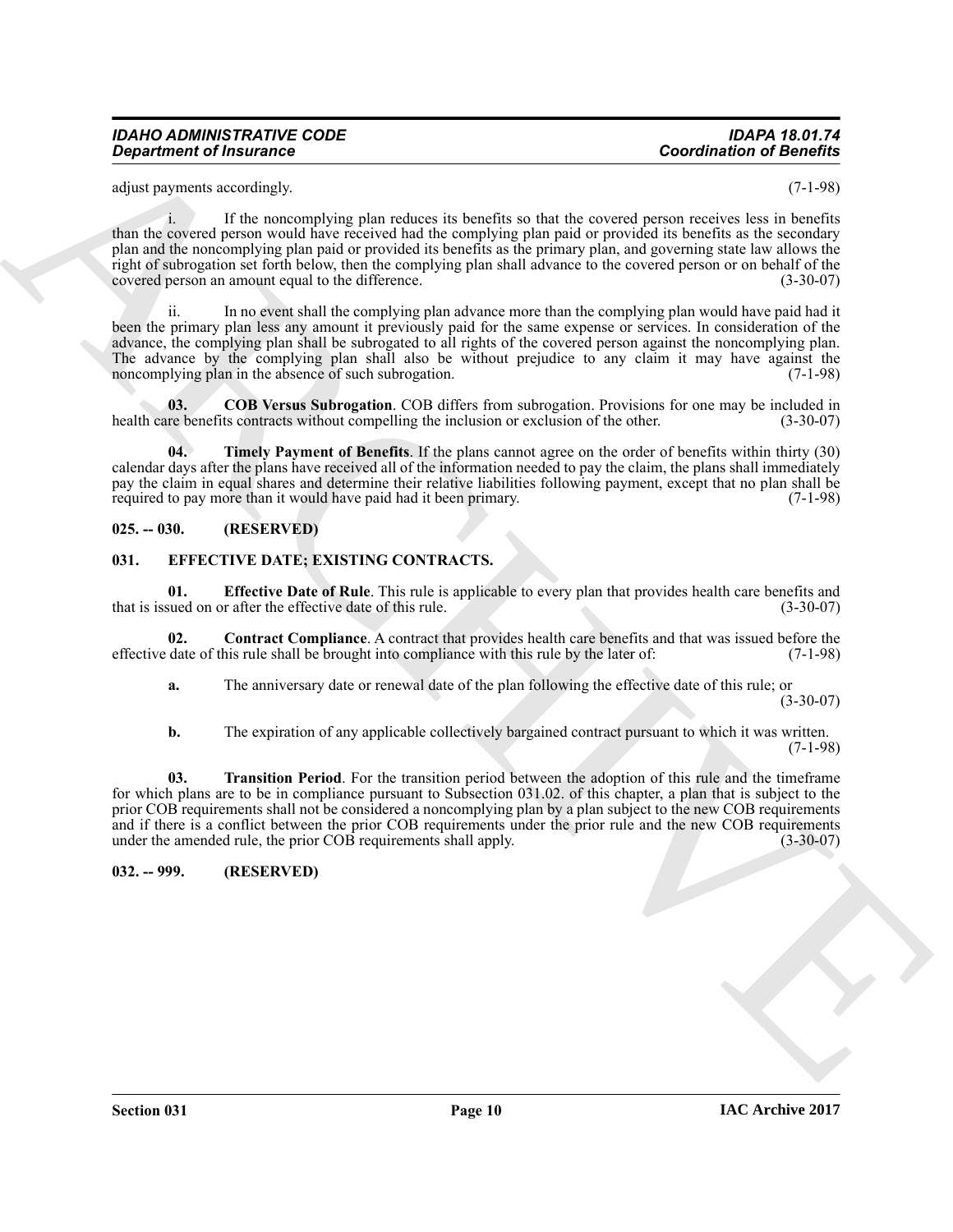adjust payments accordingly. (7-1-98)

i. If the noncomplying plan reduces its benefits so that the covered person receives less in benefits than the covered person would have received had the complying plan paid or provided its benefits as the secondary plan and the noncomplying plan paid or provided its benefits as the primary plan, and governing state law allows the right of subrogation set forth below, then the complying plan shall advance to the covered person or on behalf of the covered person an amount equal to the difference. (3-30-07)

ii. In no event shall the complying plan advance more than the complying plan would have paid had it been the primary plan less any amount it previously paid for the same expense or services. In consideration of the advance, the complying plan shall be subrogated to all rights of the covered person against the noncomplying plan. The advance by the complying plan shall also be without prejudice to any claim it may have against the noncomplying plan in the absence of such subrogation. (7-1-98)

**03. COB Versus Subrogation**. COB differs from subrogation. Provisions for one may be included in health care benefits contracts without compelling the inclusion or exclusion of the other. (3-30-07)

**04. Timely Payment of Benefits**. If the plans cannot agree on the order of benefits within thirty (30) calendar days after the plans have received all of the information needed to pay the claim, the plans shall immediately pay the claim in equal shares and determine their relative liabilities following payment, except that no plan shall be required to pay more than it would have paid had it been primary. (7-1-98)

## 025. -- 030. (RESERVED)

## 031. EFFECTIVE DATE; EXISTING CONTRACTS.

**01. Effective Date of Rule**. This rule is applicable to every plan that provides health care benefits and that is issued on or after the effective date of this rule. (3-30-07)

**02. Contract Compliance**. A contract that provides health care benefits and that was issued before the effective date of this rule shall be brought into compliance with this rule by the later of: (7-1-98)

**a.** The anniversary date or renewal date of the plan following the effective date of this rule; or (3-30-07)

**b.** The expiration of any applicable collectively bargained contract pursuant to which it was written. (7-1-98)

**03. Transition Period**. For the transition period between the adoption of this rule and the timeframe for which plans are to be in compliance pursuant to Subsection 031.02. of this chapter, a plan that is subject to the prior COB requirements shall not be considered a noncomplying plan by a plan subject to the new COB requirements and if there is a conflict between the prior COB requirements under the prior rule and the new COB requirements under the amended rule, the prior COB requirements shall apply. (3-30-07)

## 032. -- 999. (RESERVED)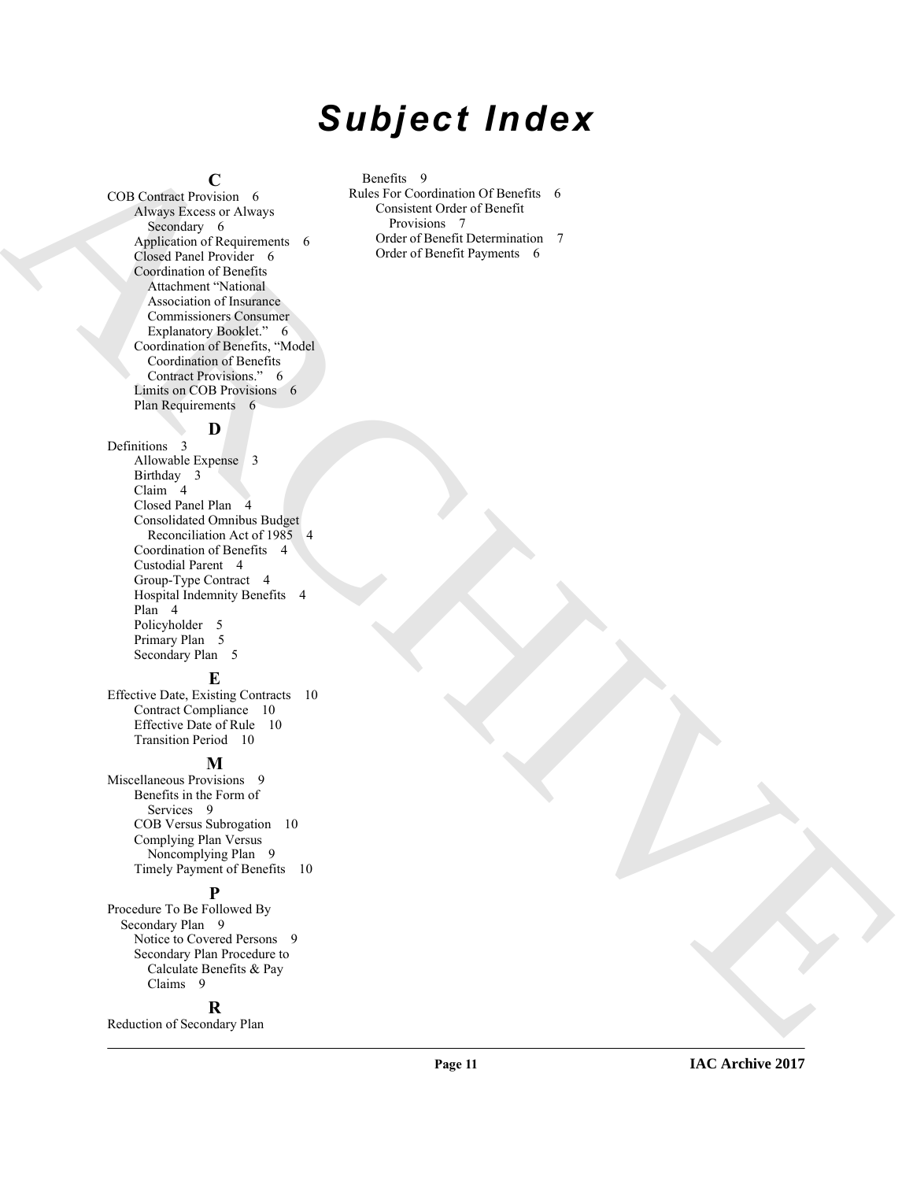# Subject Index

**C**

COB Contract Provision 6
- Always Excess or Always Secondary 6
- Application of Requirements 6
- Closed Panel Provider 6
- Coordination of Benefits Attachment "National Association of Insurance Commissioners Consumer Explanatory Booklet." 6
- Coordination of Benefits, "Model Coordination of Benefits Contract Provisions." 6
- Limits on COB Provisions 6
- Plan Requirements 6

**D**

Definitions 3
- Allowable Expense 3
- Birthday 3
- Claim 4
- Closed Panel Plan 4
- Consolidated Omnibus Budget Reconciliation Act of 1985 4
- Coordination of Benefits 4
- Custodial Parent 4
- Group-Type Contract 4
- Hospital Indemnity Benefits 4
- Plan 4
- Policyholder 5
- Primary Plan 5
- Secondary Plan 5

**E**

Effective Date, Existing Contracts 10
- Contract Compliance 10
- Effective Date of Rule 10
- Transition Period 10

**M**

Miscellaneous Provisions 9
- Benefits in the Form of Services 9
- COB Versus Subrogation 10
- Complying Plan Versus Noncomplying Plan 9
- Timely Payment of Benefits 10

**P**

Procedure To Be Followed By Secondary Plan 9
- Notice to Covered Persons 9
- Secondary Plan Procedure to Calculate Benefits & Pay Claims 9

**R**

Reduction of Secondary Plan Benefits 9

Rules For Coordination Of Benefits 6
- Consistent Order of Benefit Provisions 7
- Order of Benefit Determination 7
- Order of Benefit Payments 6